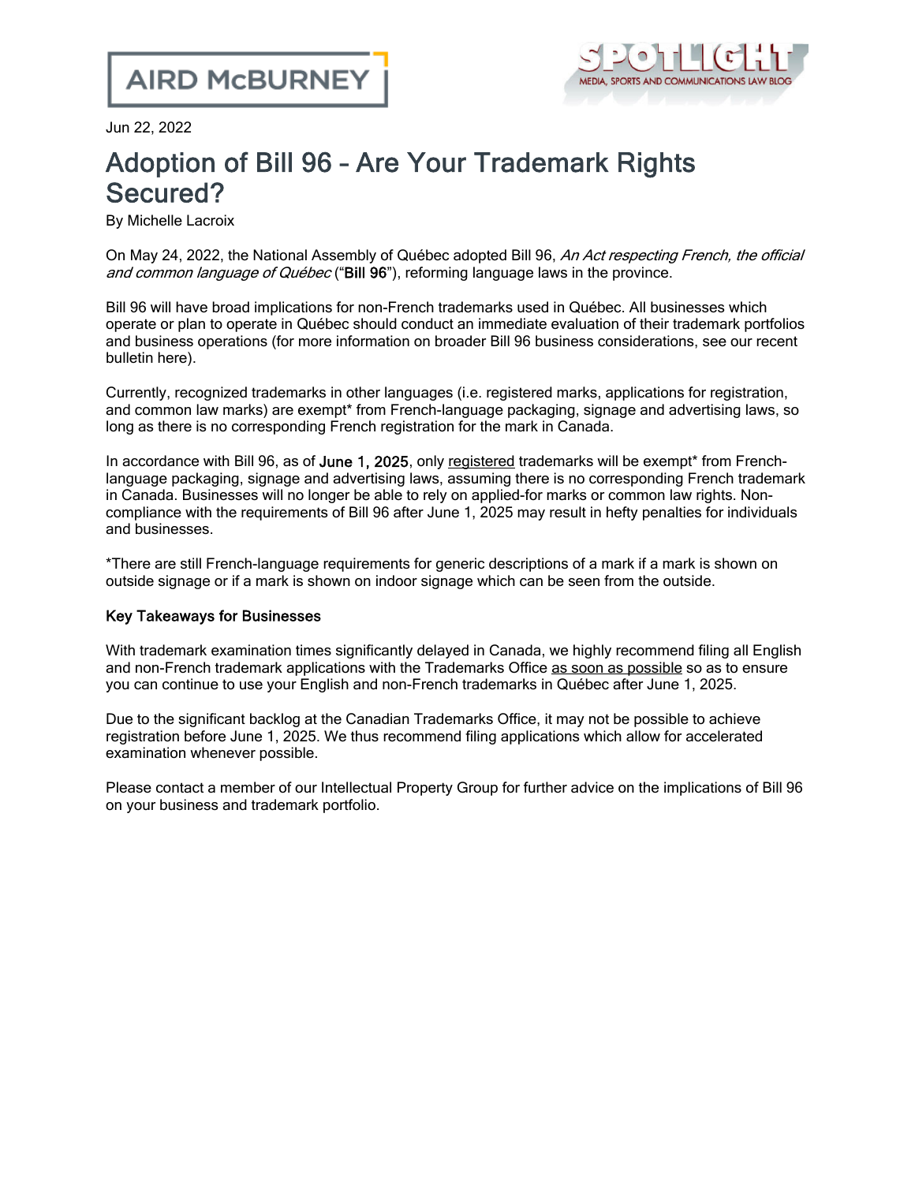AIRD McBURNEY

SPOTLIGHT
MEDIA, SPORTS AND COMMUNICATIONS LAW BLOG

Jun 22, 2022

# Adoption of Bill 96 – Are Your Trademark Rights Secured?

By Michelle Lacroix

On May 24, 2022, the National Assembly of Québec adopted Bill 96, *An Act respecting French, the official and common language of Québec* ("**Bill 96**"), reforming language laws in the province.

Bill 96 will have broad implications for non-French trademarks used in Québec. All businesses which operate or plan to operate in Québec should conduct an immediate evaluation of their trademark portfolios and business operations (for more information on broader Bill 96 business considerations, see our recent bulletin here).

Currently, recognized trademarks in other languages (i.e. registered marks, applications for registration, and common law marks) are exempt* from French-language packaging, signage and advertising laws, so long as there is no corresponding French registration for the mark in Canada.

In accordance with Bill 96, as of **June 1, 2025**, only registered trademarks will be exempt* from French-language packaging, signage and advertising laws, assuming there is no corresponding French trademark in Canada. Businesses will no longer be able to rely on applied-for marks or common law rights. Non-compliance with the requirements of Bill 96 after June 1, 2025 may result in hefty penalties for individuals and businesses.

*There are still French-language requirements for generic descriptions of a mark if a mark is shown on outside signage or if a mark is shown on indoor signage which can be seen from the outside.

**Key Takeaways for Businesses**

With trademark examination times significantly delayed in Canada, we highly recommend filing all English and non-French trademark applications with the Trademarks Office as soon as possible so as to ensure you can continue to use your English and non-French trademarks in Québec after June 1, 2025.

Due to the significant backlog at the Canadian Trademarks Office, it may not be possible to achieve registration before June 1, 2025. We thus recommend filing applications which allow for accelerated examination whenever possible.

Please contact a member of our Intellectual Property Group for further advice on the implications of Bill 96 on your business and trademark portfolio.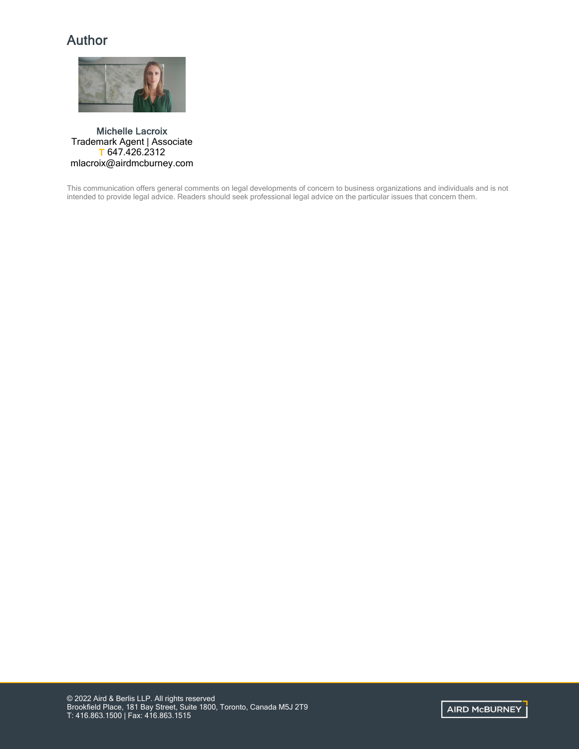## Author

**Michelle Lacroix**
Trademark Agent | Associate
T 647.426.2312
mlacroix@airdmcburney.com

This communication offers general comments on legal developments of concern to business organizations and individuals and is not intended to provide legal advice. Readers should seek professional legal advice on the particular issues that concern them.

© 2022 Aird & Berlis LLP. All rights reserved
Brookfield Place, 181 Bay Street, Suite 1800, Toronto, Canada M5J 2T9
T: 416.863.1500 | Fax: 416.863.1515

AIRD McBURNEY